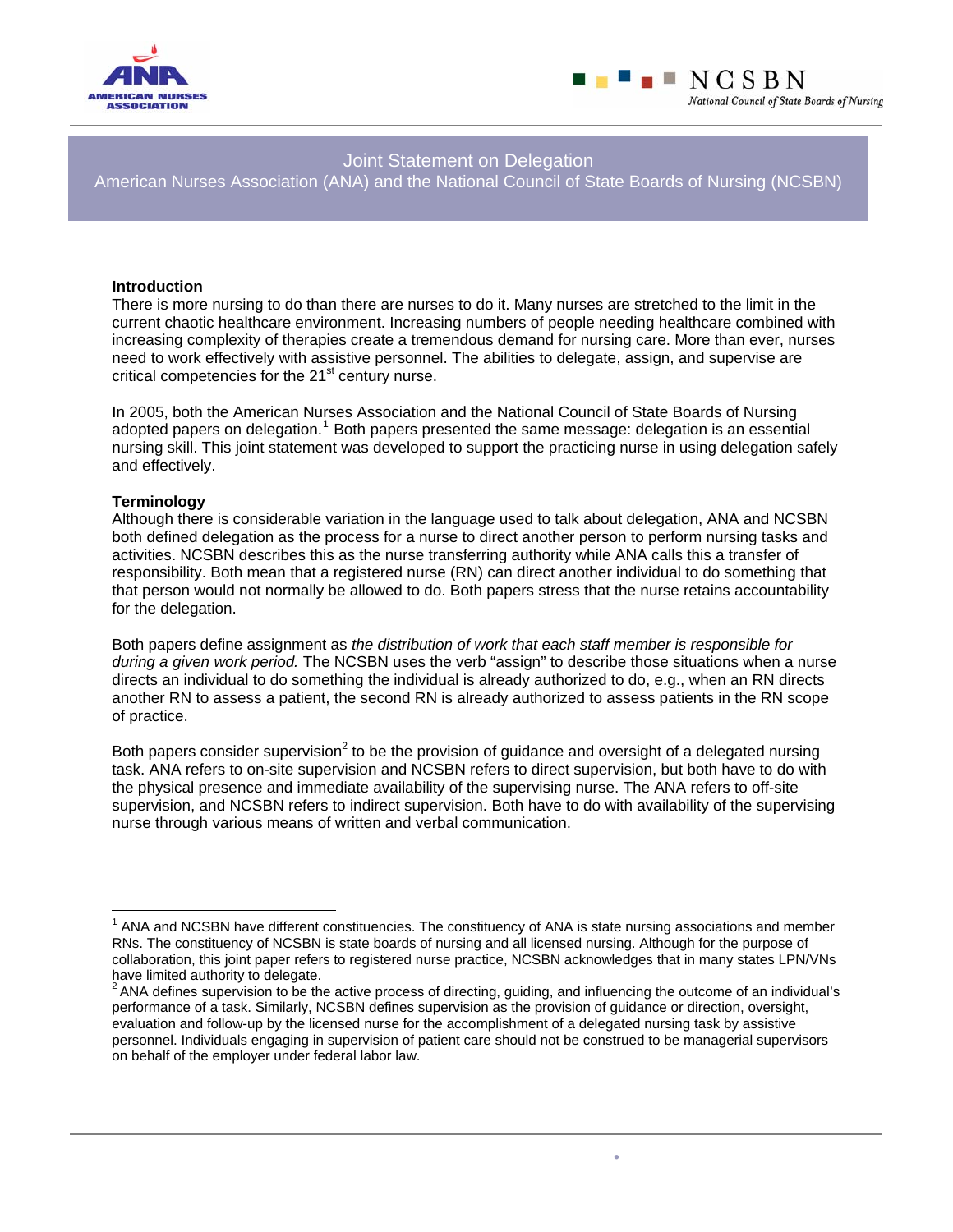# Joint Statement on Delegation

## American Nurses Association (ANA) and the National Council of State Boards of Nursing (NCSBN)

### Introduction

There is more nursing to do than there are nurses to do it. Many nurses are stretched to the limit in the current chaotic healthcare environment. Increasing numbers of people needing healthcare combined with increasing complexity of therapies create a tremendous demand for nursing care. More than ever, nurses need to work effectively with assistive personnel. The abilities to delegate, assign, and supervise are critical competencies for the 21st century nurse.

In 2005, both the American Nurses Association and the National Council of State Boards of Nursing adopted papers on delegation.[1] Both papers presented the same message: delegation is an essential nursing skill. This joint statement was developed to support the practicing nurse in using delegation safely and effectively.

### Terminology

Although there is considerable variation in the language used to talk about delegation, ANA and NCSBN both defined delegation as the process for a nurse to direct another person to perform nursing tasks and activities. NCSBN describes this as the nurse transferring authority while ANA calls this a transfer of responsibility. Both mean that a registered nurse (RN) can direct another individual to do something that that person would not normally be allowed to do. Both papers stress that the nurse retains accountability for the delegation.

Both papers define assignment as *the distribution of work that each staff member is responsible for during a given work period.* The NCSBN uses the verb "assign" to describe those situations when a nurse directs an individual to do something the individual is already authorized to do, e.g., when an RN directs another RN to assess a patient, the second RN is already authorized to assess patients in the RN scope of practice.

Both papers consider supervision[2] to be the provision of guidance and oversight of a delegated nursing task. ANA refers to on-site supervision and NCSBN refers to direct supervision, but both have to do with the physical presence and immediate availability of the supervising nurse. The ANA refers to off-site supervision, and NCSBN refers to indirect supervision. Both have to do with availability of the supervising nurse through various means of written and verbal communication.

---

[1] ANA and NCSBN have different constituencies. The constituency of ANA is state nursing associations and member RNs. The constituency of NCSBN is state boards of nursing and all licensed nursing. Although for the purpose of collaboration, this joint paper refers to registered nurse practice, NCSBN acknowledges that in many states LPN/VNs have limited authority to delegate.

[2] ANA defines supervision to be the active process of directing, guiding, and influencing the outcome of an individual's performance of a task. Similarly, NCSBN defines supervision as the provision of guidance or direction, oversight, evaluation and follow-up by the licensed nurse for the accomplishment of a delegated nursing task by assistive personnel. Individuals engaging in supervision of patient care should not be construed to be managerial supervisors on behalf of the employer under federal labor law.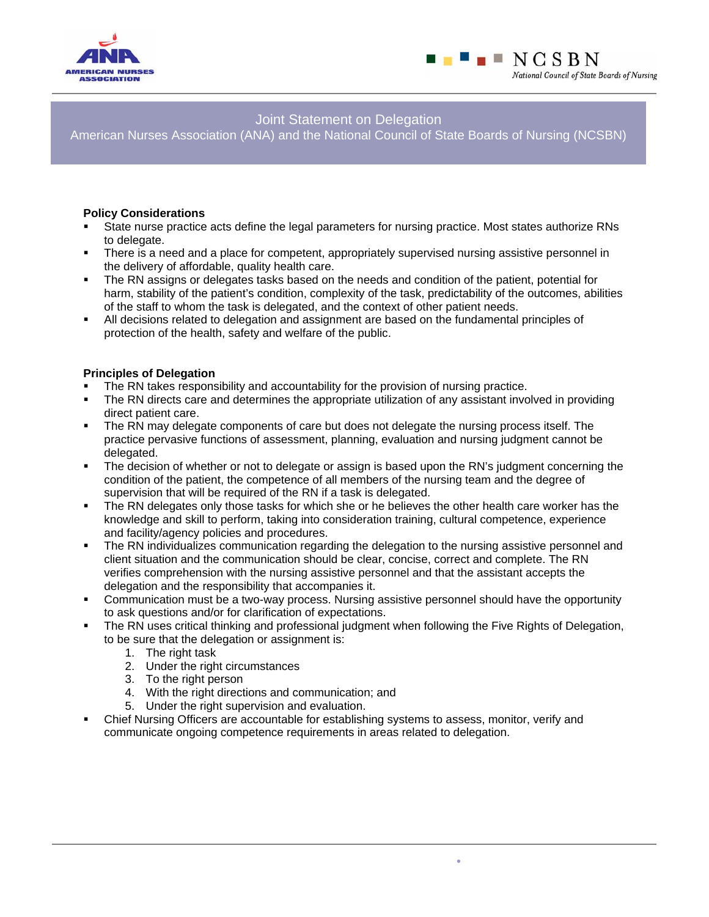Joint Statement on Delegation
American Nurses Association (ANA) and the National Council of State Boards of Nursing (NCSBN)

**Policy Considerations**

- State nurse practice acts define the legal parameters for nursing practice. Most states authorize RNs to delegate.
- There is a need and a place for competent, appropriately supervised nursing assistive personnel in the delivery of affordable, quality health care.
- The RN assigns or delegates tasks based on the needs and condition of the patient, potential for harm, stability of the patient's condition, complexity of the task, predictability of the outcomes, abilities of the staff to whom the task is delegated, and the context of other patient needs.
- All decisions related to delegation and assignment are based on the fundamental principles of protection of the health, safety and welfare of the public.

**Principles of Delegation**

- The RN takes responsibility and accountability for the provision of nursing practice.
- The RN directs care and determines the appropriate utilization of any assistant involved in providing direct patient care.
- The RN may delegate components of care but does not delegate the nursing process itself. The practice pervasive functions of assessment, planning, evaluation and nursing judgment cannot be delegated.
- The decision of whether or not to delegate or assign is based upon the RN's judgment concerning the condition of the patient, the competence of all members of the nursing team and the degree of supervision that will be required of the RN if a task is delegated.
- The RN delegates only those tasks for which she or he believes the other health care worker has the knowledge and skill to perform, taking into consideration training, cultural competence, experience and facility/agency policies and procedures.
- The RN individualizes communication regarding the delegation to the nursing assistive personnel and client situation and the communication should be clear, concise, correct and complete. The RN verifies comprehension with the nursing assistive personnel and that the assistant accepts the delegation and the responsibility that accompanies it.
- Communication must be a two-way process. Nursing assistive personnel should have the opportunity to ask questions and/or for clarification of expectations.
- The RN uses critical thinking and professional judgment when following the Five Rights of Delegation, to be sure that the delegation or assignment is:
    1. The right task
    2. Under the right circumstances
    3. To the right person
    4. With the right directions and communication; and
    5. Under the right supervision and evaluation.
- Chief Nursing Officers are accountable for establishing systems to assess, monitor, verify and communicate ongoing competence requirements in areas related to delegation.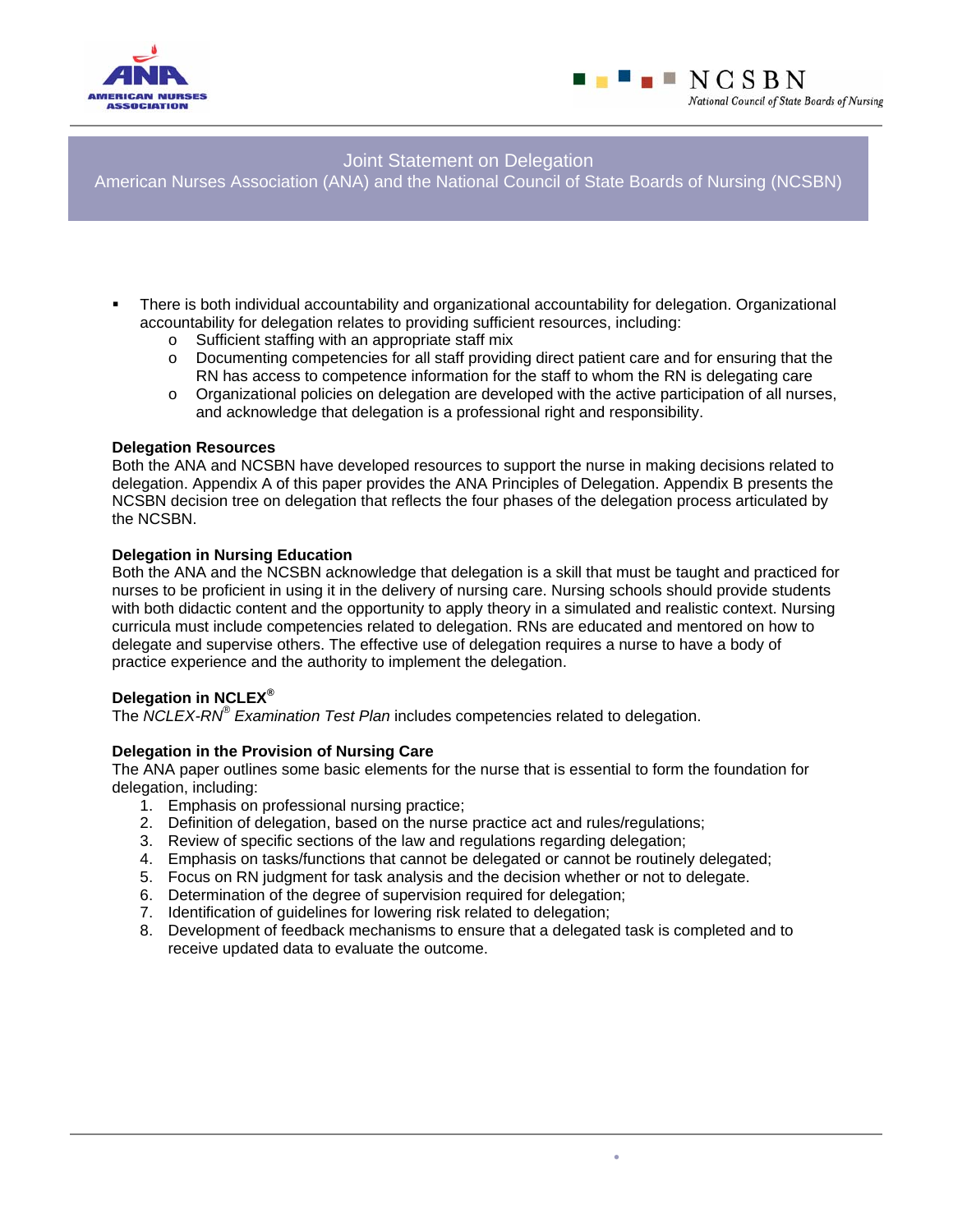- There is both individual accountability and organizational accountability for delegation. Organizational accountability for delegation relates to providing sufficient resources, including:
  - Sufficient staffing with an appropriate staff mix
  - Documenting competencies for all staff providing direct patient care and for ensuring that the RN has access to competence information for the staff to whom the RN is delegating care
  - Organizational policies on delegation are developed with the active participation of all nurses, and acknowledge that delegation is a professional right and responsibility.

**Delegation Resources**
Both the ANA and NCSBN have developed resources to support the nurse in making decisions related to delegation. Appendix A of this paper provides the ANA Principles of Delegation. Appendix B presents the NCSBN decision tree on delegation that reflects the four phases of the delegation process articulated by the NCSBN.

**Delegation in Nursing Education**
Both the ANA and the NCSBN acknowledge that delegation is a skill that must be taught and practiced for nurses to be proficient in using it in the delivery of nursing care. Nursing schools should provide students with both didactic content and the opportunity to apply theory in a simulated and realistic context. Nursing curricula must include competencies related to delegation. RNs are educated and mentored on how to delegate and supervise others. The effective use of delegation requires a nurse to have a body of practice experience and the authority to implement the delegation.

**Delegation in NCLEX®**
The *NCLEX-RN® Examination Test Plan* includes competencies related to delegation.

**Delegation in the Provision of Nursing Care**
The ANA paper outlines some basic elements for the nurse that is essential to form the foundation for delegation, including:

1. Emphasis on professional nursing practice;
2. Definition of delegation, based on the nurse practice act and rules/regulations;
3. Review of specific sections of the law and regulations regarding delegation;
4. Emphasis on tasks/functions that cannot be delegated or cannot be routinely delegated;
5. Focus on RN judgment for task analysis and the decision whether or not to delegate.
6. Determination of the degree of supervision required for delegation;
7. Identification of guidelines for lowering risk related to delegation;
8. Development of feedback mechanisms to ensure that a delegated task is completed and to receive updated data to evaluate the outcome.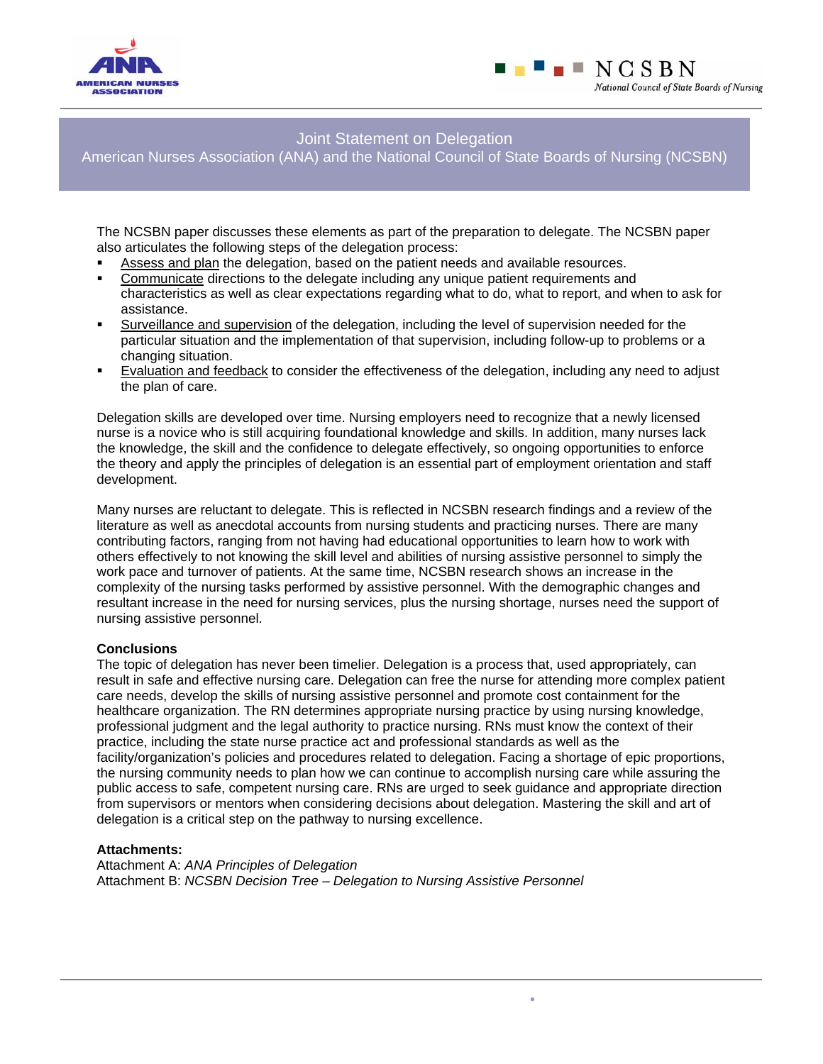The NCSBN paper discusses these elements as part of the preparation to delegate. The NCSBN paper also articulates the following steps of the delegation process:

- <u>Assess and plan</u> the delegation, based on the patient needs and available resources.
- <u>Communicate</u> directions to the delegate including any unique patient requirements and characteristics as well as clear expectations regarding what to do, what to report, and when to ask for assistance.
- <u>Surveillance and supervision</u> of the delegation, including the level of supervision needed for the particular situation and the implementation of that supervision, including follow-up to problems or a changing situation.
- <u>Evaluation and feedback</u> to consider the effectiveness of the delegation, including any need to adjust the plan of care.

Delegation skills are developed over time. Nursing employers need to recognize that a newly licensed nurse is a novice who is still acquiring foundational knowledge and skills. In addition, many nurses lack the knowledge, the skill and the confidence to delegate effectively, so ongoing opportunities to enforce the theory and apply the principles of delegation is an essential part of employment orientation and staff development.

Many nurses are reluctant to delegate. This is reflected in NCSBN research findings and a review of the literature as well as anecdotal accounts from nursing students and practicing nurses. There are many contributing factors, ranging from not having had educational opportunities to learn how to work with others effectively to not knowing the skill level and abilities of nursing assistive personnel to simply the work pace and turnover of patients. At the same time, NCSBN research shows an increase in the complexity of the nursing tasks performed by assistive personnel. With the demographic changes and resultant increase in the need for nursing services, plus the nursing shortage, nurses need the support of nursing assistive personnel.

**Conclusions**

The topic of delegation has never been timelier. Delegation is a process that, used appropriately, can result in safe and effective nursing care. Delegation can free the nurse for attending more complex patient care needs, develop the skills of nursing assistive personnel and promote cost containment for the healthcare organization. The RN determines appropriate nursing practice by using nursing knowledge, professional judgment and the legal authority to practice nursing. RNs must know the context of their practice, including the state nurse practice act and professional standards as well as the facility/organization's policies and procedures related to delegation. Facing a shortage of epic proportions, the nursing community needs to plan how we can continue to accomplish nursing care while assuring the public access to safe, competent nursing care. RNs are urged to seek guidance and appropriate direction from supervisors or mentors when considering decisions about delegation. Mastering the skill and art of delegation is a critical step on the pathway to nursing excellence.

**Attachments:**

Attachment A: *ANA Principles of Delegation*
Attachment B: *NCSBN Decision Tree – Delegation to Nursing Assistive Personnel*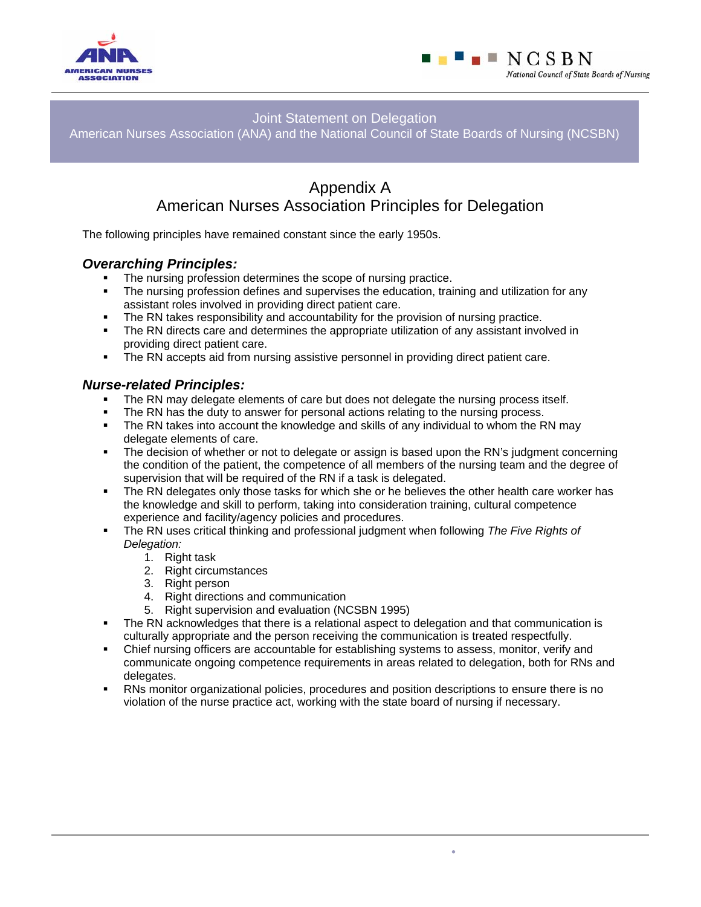# Appendix A
## American Nurses Association Principles for Delegation

The following principles have remained constant since the early 1950s.

### *Overarching Principles:*

- The nursing profession determines the scope of nursing practice.
- The nursing profession defines and supervises the education, training and utilization for any assistant roles involved in providing direct patient care.
- The RN takes responsibility and accountability for the provision of nursing practice.
- The RN directs care and determines the appropriate utilization of any assistant involved in providing direct patient care.
- The RN accepts aid from nursing assistive personnel in providing direct patient care.

### *Nurse-related Principles:*

- The RN may delegate elements of care but does not delegate the nursing process itself.
- The RN has the duty to answer for personal actions relating to the nursing process.
- The RN takes into account the knowledge and skills of any individual to whom the RN may delegate elements of care.
- The decision of whether or not to delegate or assign is based upon the RN's judgment concerning the condition of the patient, the competence of all members of the nursing team and the degree of supervision that will be required of the RN if a task is delegated.
- The RN delegates only those tasks for which she or he believes the other health care worker has the knowledge and skill to perform, taking into consideration training, cultural competence experience and facility/agency policies and procedures.
- The RN uses critical thinking and professional judgment when following *The Five Rights of Delegation:*
    1. Right task
    2. Right circumstances
    3. Right person
    4. Right directions and communication
    5. Right supervision and evaluation (NCSBN 1995)
- The RN acknowledges that there is a relational aspect to delegation and that communication is culturally appropriate and the person receiving the communication is treated respectfully.
- Chief nursing officers are accountable for establishing systems to assess, monitor, verify and communicate ongoing competence requirements in areas related to delegation, both for RNs and delegates.
- RNs monitor organizational policies, procedures and position descriptions to ensure there is no violation of the nurse practice act, working with the state board of nursing if necessary.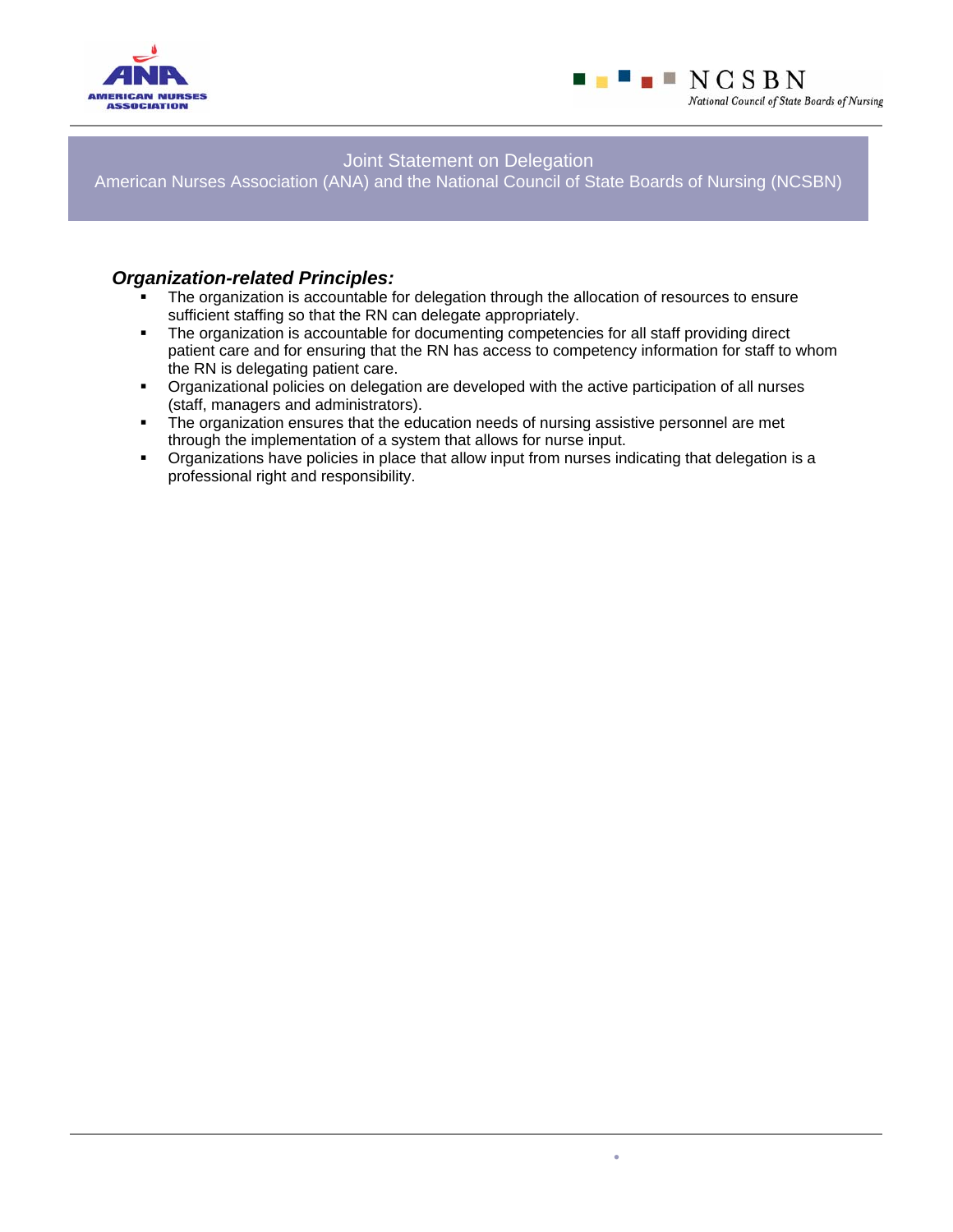### *Organization-related Principles:*

- The organization is accountable for delegation through the allocation of resources to ensure sufficient staffing so that the RN can delegate appropriately.
- The organization is accountable for documenting competencies for all staff providing direct patient care and for ensuring that the RN has access to competency information for staff to whom the RN is delegating patient care.
- Organizational policies on delegation are developed with the active participation of all nurses (staff, managers and administrators).
- The organization ensures that the education needs of nursing assistive personnel are met through the implementation of a system that allows for nurse input.
- Organizations have policies in place that allow input from nurses indicating that delegation is a professional right and responsibility.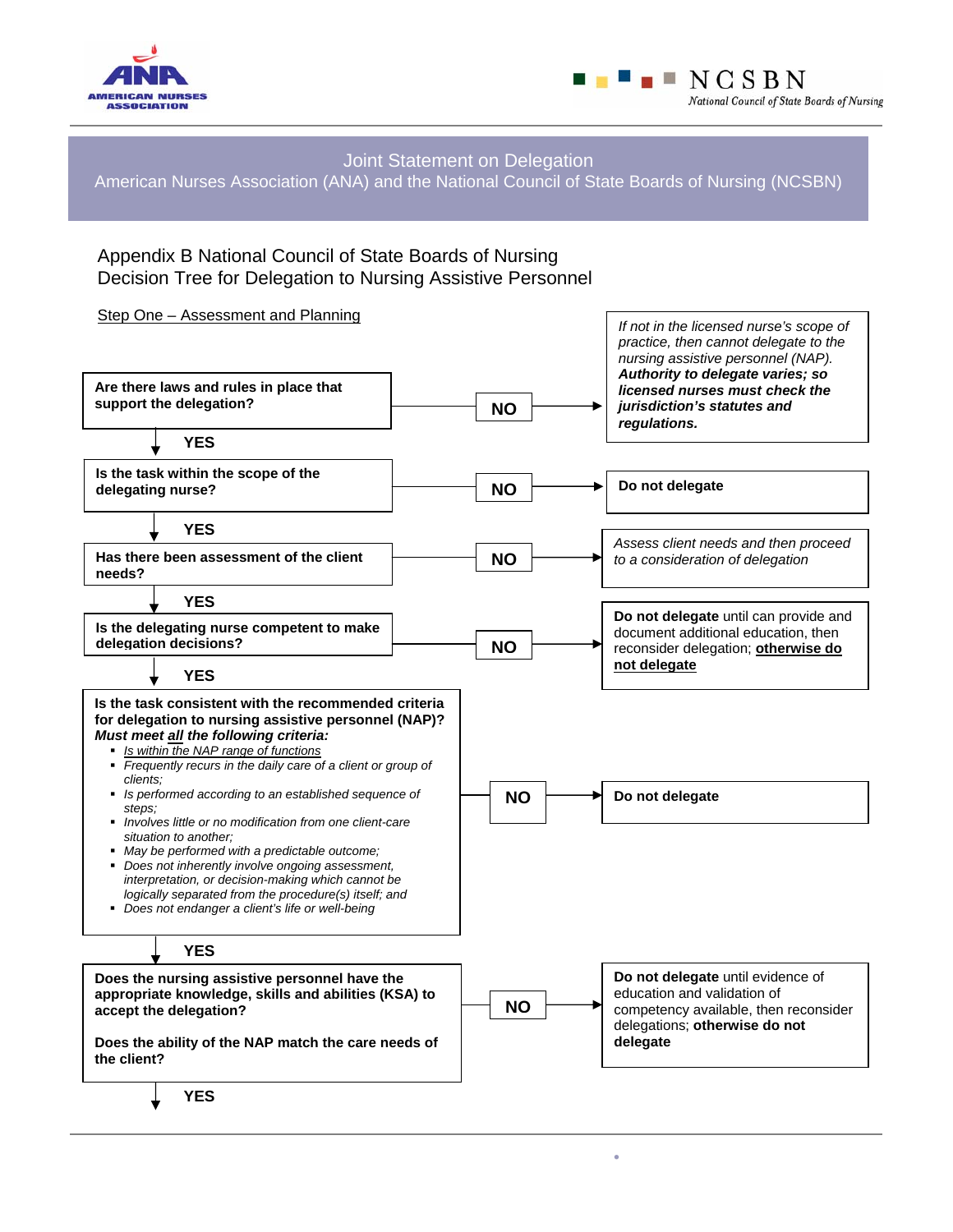Joint Statement on Delegation

American Nurses Association (ANA) and the National Council of State Boards of Nursing (NCSBN)

## Appendix B National Council of State Boards of Nursing Decision Tree for Delegation to Nursing Assistive Personnel

Step One – Assessment and Planning

**Are there laws and rules in place that support the delegation?**

NO → *If not in the licensed nurse's scope of practice, then cannot delegate to the nursing assistive personnel (NAP).* ***Authority to delegate varies; so licensed nurses must check the jurisdiction's statutes and regulations.***

YES

**Is the task within the scope of the delegating nurse?**

NO → **Do not delegate**

YES

**Has there been assessment of the client needs?**

NO → *Assess client needs and then proceed to a consideration of delegation*

YES

**Is the delegating nurse competent to make delegation decisions?**

NO → **Do not delegate** until can provide and document additional education, then reconsider delegation; **otherwise do not delegate**

YES

**Is the task consistent with the recommended criteria for delegation to nursing assistive personnel (NAP)?**
***Must meet all the following criteria:***

- *Is within the NAP range of functions*
- *Frequently recurs in the daily care of a client or group of clients;*
- *Is performed according to an established sequence of steps;*
- *Involves little or no modification from one client-care situation to another;*
- *May be performed with a predictable outcome;*
- *Does not inherently involve ongoing assessment, interpretation, or decision-making which cannot be logically separated from the procedure(s) itself; and*
- *Does not endanger a client's life or well-being*

NO → **Do not delegate**

YES

**Does the nursing assistive personnel have the appropriate knowledge, skills and abilities (KSA) to accept the delegation?**

**Does the ability of the NAP match the care needs of the client?**

NO → **Do not delegate** until evidence of education and validation of competency available, then reconsider delegations; **otherwise do not delegate**

YES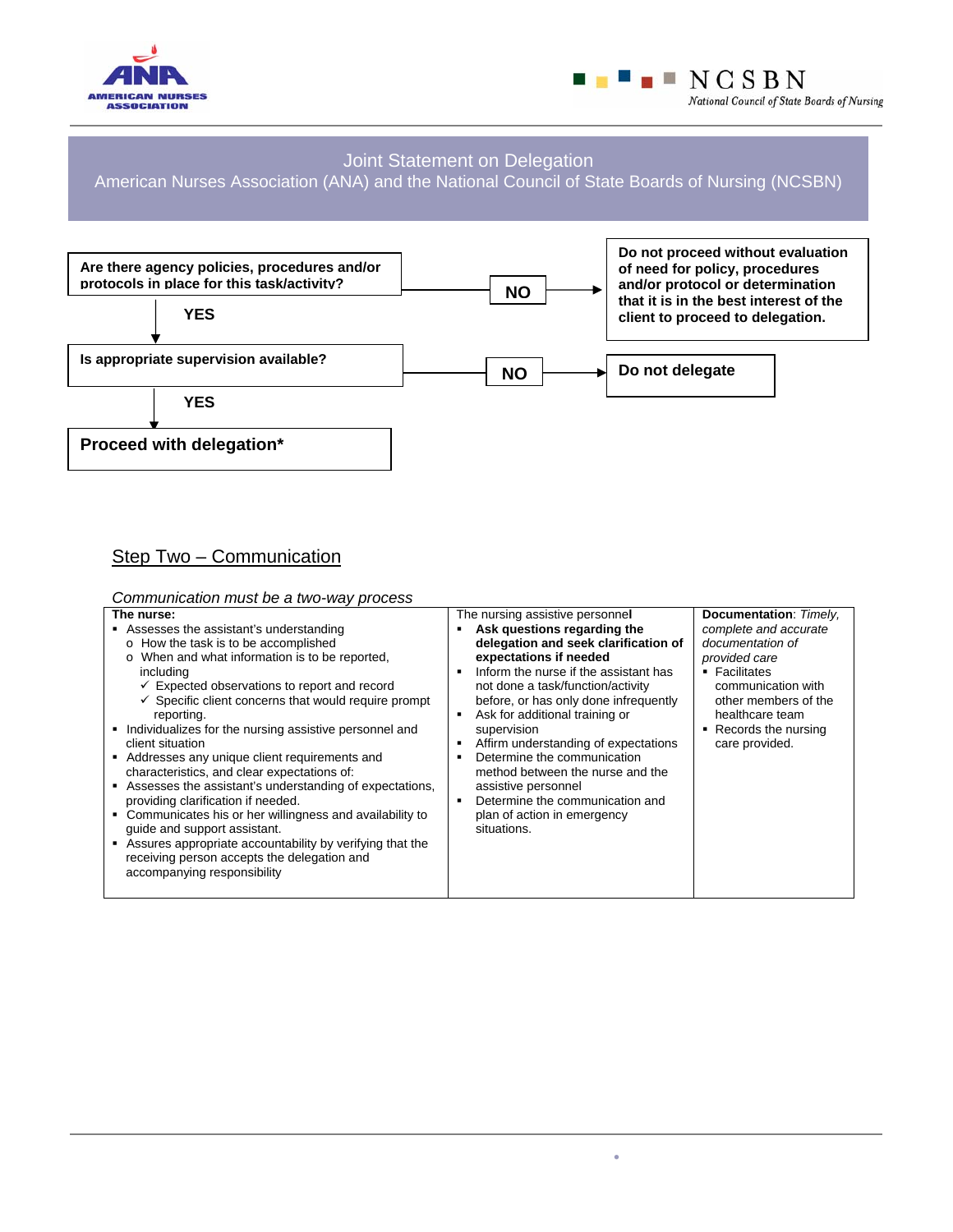Joint Statement on Delegation
American Nurses Association (ANA) and the National Council of State Boards of Nursing (NCSBN)

**Are there agency policies, procedures and/or protocols in place for this task/activity?**

- **NO** → **Do not proceed without evaluation of need for policy, procedures and/or protocol or determination that it is in the best interest of the client to proceed to delegation.**
- **YES** ↓

**Is appropriate supervision available?**

- **NO** → **Do not delegate**
- **YES** ↓

**Proceed with delegation\***

## Step Two – Communication

*Communication must be a two-way process*

| **The nurse:** | The nursing assistive personnel | **Documentation**: *Timely, complete and accurate documentation of provided care* |
|---|---|---|
| ▪ Assesses the assistant's understanding<br>o How the task is to be accomplished<br>o When and what information is to be reported, including<br>✓ Expected observations to report and record<br>✓ Specific client concerns that would require prompt reporting.<br>▪ Individualizes for the nursing assistive personnel and client situation<br>▪ Addresses any unique client requirements and characteristics, and clear expectations of:<br>▪ Assesses the assistant's understanding of expectations, providing clarification if needed.<br>▪ Communicates his or her willingness and availability to guide and support assistant.<br>▪ Assures appropriate accountability by verifying that the receiving person accepts the delegation and accompanying responsibility | ▪ **Ask questions regarding the delegation and seek clarification of expectations if needed**<br>▪ Inform the nurse if the assistant has not done a task/function/activity before, or has only done infrequently<br>▪ Ask for additional training or supervision<br>▪ Affirm understanding of expectations<br>▪ Determine the communication method between the nurse and the assistive personnel<br>▪ Determine the communication and plan of action in emergency situations. | ▪ Facilitates communication with other members of the healthcare team<br>▪ Records the nursing care provided. |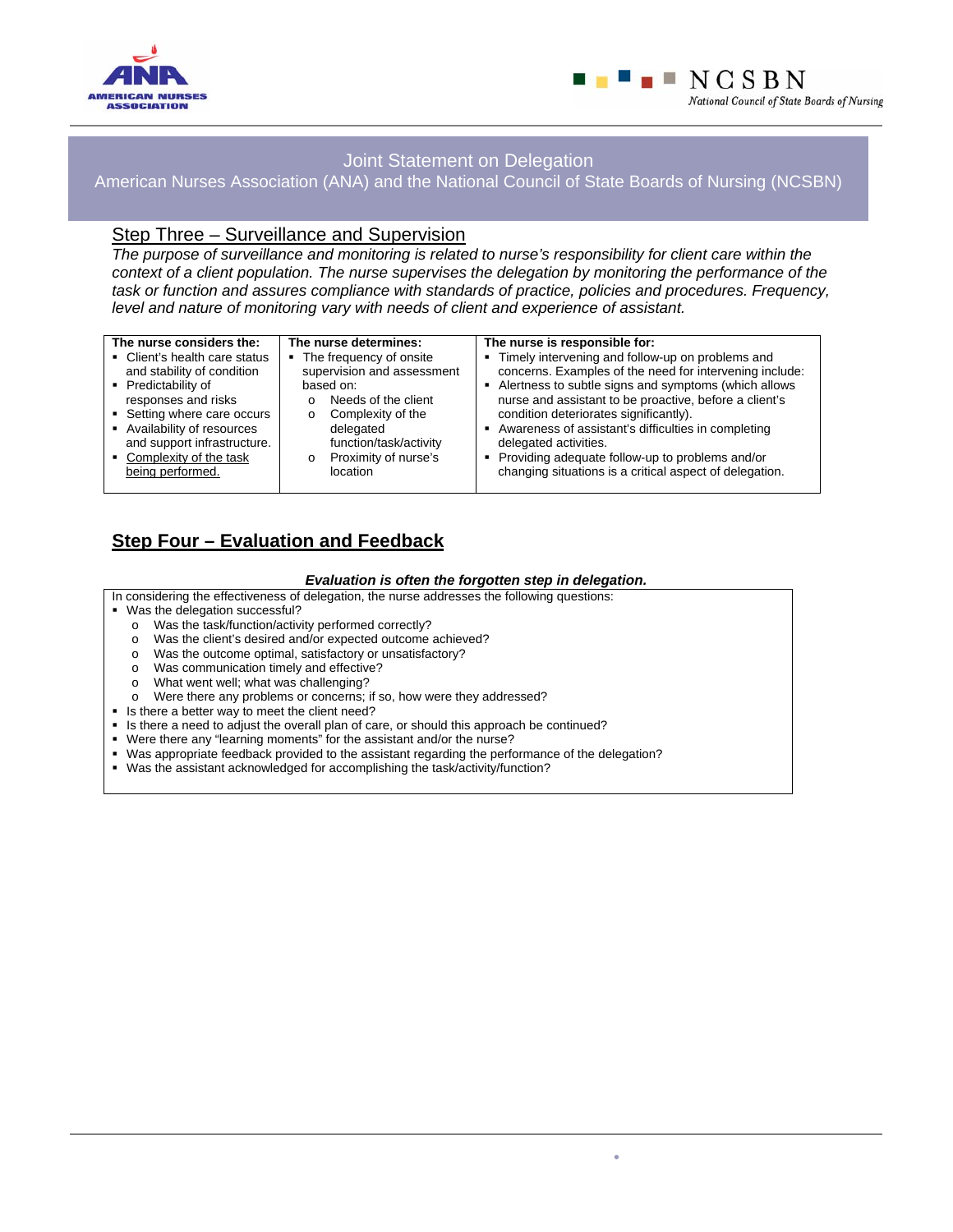Joint Statement on Delegation
American Nurses Association (ANA) and the National Council of State Boards of Nursing (NCSBN)

## Step Three – Surveillance and Supervision

*The purpose of surveillance and monitoring is related to nurse's responsibility for client care within the context of a client population. The nurse supervises the delegation by monitoring the performance of the task or function and assures compliance with standards of practice, policies and procedures. Frequency, level and nature of monitoring vary with needs of client and experience of assistant.*

| The nurse considers the: | The nurse determines: | The nurse is responsible for: |
|---|---|---|
| ▪ Client's health care status and stability of condition<br>▪ Predictability of responses and risks<br>▪ Setting where care occurs<br>▪ Availability of resources and support infrastructure.<br>▪ Complexity of the task being performed. | ▪ The frequency of onsite supervision and assessment based on:<br>o Needs of the client<br>o Complexity of the delegated function/task/activity<br>o Proximity of nurse's location | ▪ Timely intervening and follow-up on problems and concerns. Examples of the need for intervening include:<br>▪ Alertness to subtle signs and symptoms (which allows nurse and assistant to be proactive, before a client's condition deteriorates significantly).<br>▪ Awareness of assistant's difficulties in completing delegated activities.<br>▪ Providing adequate follow-up to problems and/or changing situations is a critical aspect of delegation. |

## Step Four – Evaluation and Feedback

***Evaluation is often the forgotten step in delegation.***

In considering the effectiveness of delegation, the nurse addresses the following questions:

- Was the delegation successful?
  - Was the task/function/activity performed correctly?
  - Was the client's desired and/or expected outcome achieved?
  - Was the outcome optimal, satisfactory or unsatisfactory?
  - Was communication timely and effective?
  - What went well; what was challenging?
  - Were there any problems or concerns; if so, how were they addressed?
- Is there a better way to meet the client need?
- Is there a need to adjust the overall plan of care, or should this approach be continued?
- Were there any "learning moments" for the assistant and/or the nurse?
- Was appropriate feedback provided to the assistant regarding the performance of the delegation?
- Was the assistant acknowledged for accomplishing the task/activity/function?